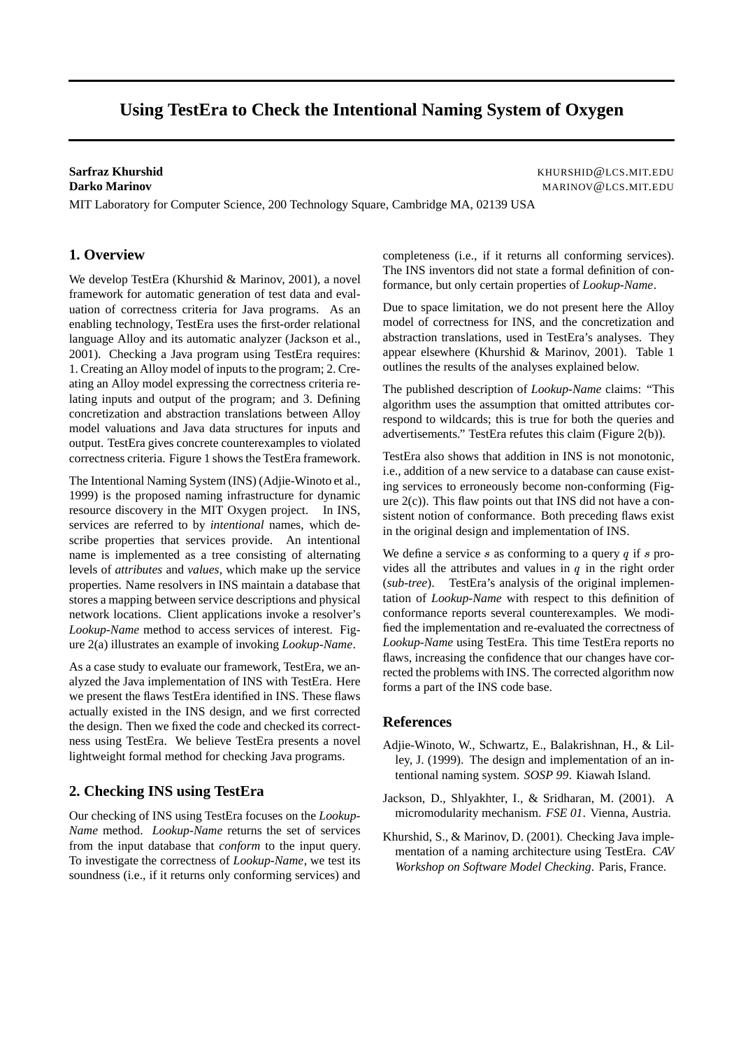# Using TestEra to Check the Intentional Naming System of Oxygen

**Sarfraz Khurshid** KHURSHID@LCS.MIT.EDU
**Darko Marinov** MARINOV@LCS.MIT.EDU

MIT Laboratory for Computer Science, 200 Technology Square, Cambridge MA, 02139 USA

## 1. Overview

We develop TestEra (Khurshid & Marinov, 2001), a novel framework for automatic generation of test data and evaluation of correctness criteria for Java programs. As an enabling technology, TestEra uses the first-order relational language Alloy and its automatic analyzer (Jackson et al., 2001). Checking a Java program using TestEra requires: 1. Creating an Alloy model of inputs to the program; 2. Creating an Alloy model expressing the correctness criteria relating inputs and output of the program; and 3. Defining concretization and abstraction translations between Alloy model valuations and Java data structures for inputs and output. TestEra gives concrete counterexamples to violated correctness criteria. Figure 1 shows the TestEra framework.

The Intentional Naming System (INS) (Adjie-Winoto et al., 1999) is the proposed naming infrastructure for dynamic resource discovery in the MIT Oxygen project. In INS, services are referred to by *intentional* names, which describe properties that services provide. An intentional name is implemented as a tree consisting of alternating levels of *attributes* and *values*, which make up the service properties. Name resolvers in INS maintain a database that stores a mapping between service descriptions and physical network locations. Client applications invoke a resolver's *Lookup-Name* method to access services of interest. Figure 2(a) illustrates an example of invoking *Lookup-Name*.

As a case study to evaluate our framework, TestEra, we analyzed the Java implementation of INS with TestEra. Here we present the flaws TestEra identified in INS. These flaws actually existed in the INS design, and we first corrected the design. Then we fixed the code and checked its correctness using TestEra. We believe TestEra presents a novel lightweight formal method for checking Java programs.

## 2. Checking INS using TestEra

Our checking of INS using TestEra focuses on the *Lookup-Name* method. *Lookup-Name* returns the set of services from the input database that *conform* to the input query. To investigate the correctness of *Lookup-Name*, we test its soundness (i.e., if it returns only conforming services) and completeness (i.e., if it returns all conforming services). The INS inventors did not state a formal definition of conformance, but only certain properties of *Lookup-Name*.

Due to space limitation, we do not present here the Alloy model of correctness for INS, and the concretization and abstraction translations, used in TestEra's analyses. They appear elsewhere (Khurshid & Marinov, 2001). Table 1 outlines the results of the analyses explained below.

The published description of *Lookup-Name* claims: "This algorithm uses the assumption that omitted attributes correspond to wildcards; this is true for both the queries and advertisements." TestEra refutes this claim (Figure 2(b)).

TestEra also shows that addition in INS is not monotonic, i.e., addition of a new service to a database can cause existing services to erroneously become non-conforming (Figure 2(c)). This flaw points out that INS did not have a consistent notion of conformance. Both preceding flaws exist in the original design and implementation of INS.

We define a service $s$ as conforming to a query $q$ if $s$ provides all the attributes and values in $q$ in the right order (*sub-tree*). TestEra's analysis of the original implementation of *Lookup-Name* with respect to this definition of conformance reports several counterexamples. We modified the implementation and re-evaluated the correctness of *Lookup-Name* using TestEra. This time TestEra reports no flaws, increasing the confidence that our changes have corrected the problems with INS. The corrected algorithm now forms a part of the INS code base.

## References

Adjie-Winoto, W., Schwartz, E., Balakrishnan, H., & Lilley, J. (1999). The design and implementation of an intentional naming system. *SOSP 99*. Kiawah Island.

Jackson, D., Shlyakhter, I., & Sridharan, M. (2001). A micromodularity mechanism. *FSE 01*. Vienna, Austria.

Khurshid, S., & Marinov, D. (2001). Checking Java implementation of a naming architecture using TestEra. *CAV Workshop on Software Model Checking*. Paris, France.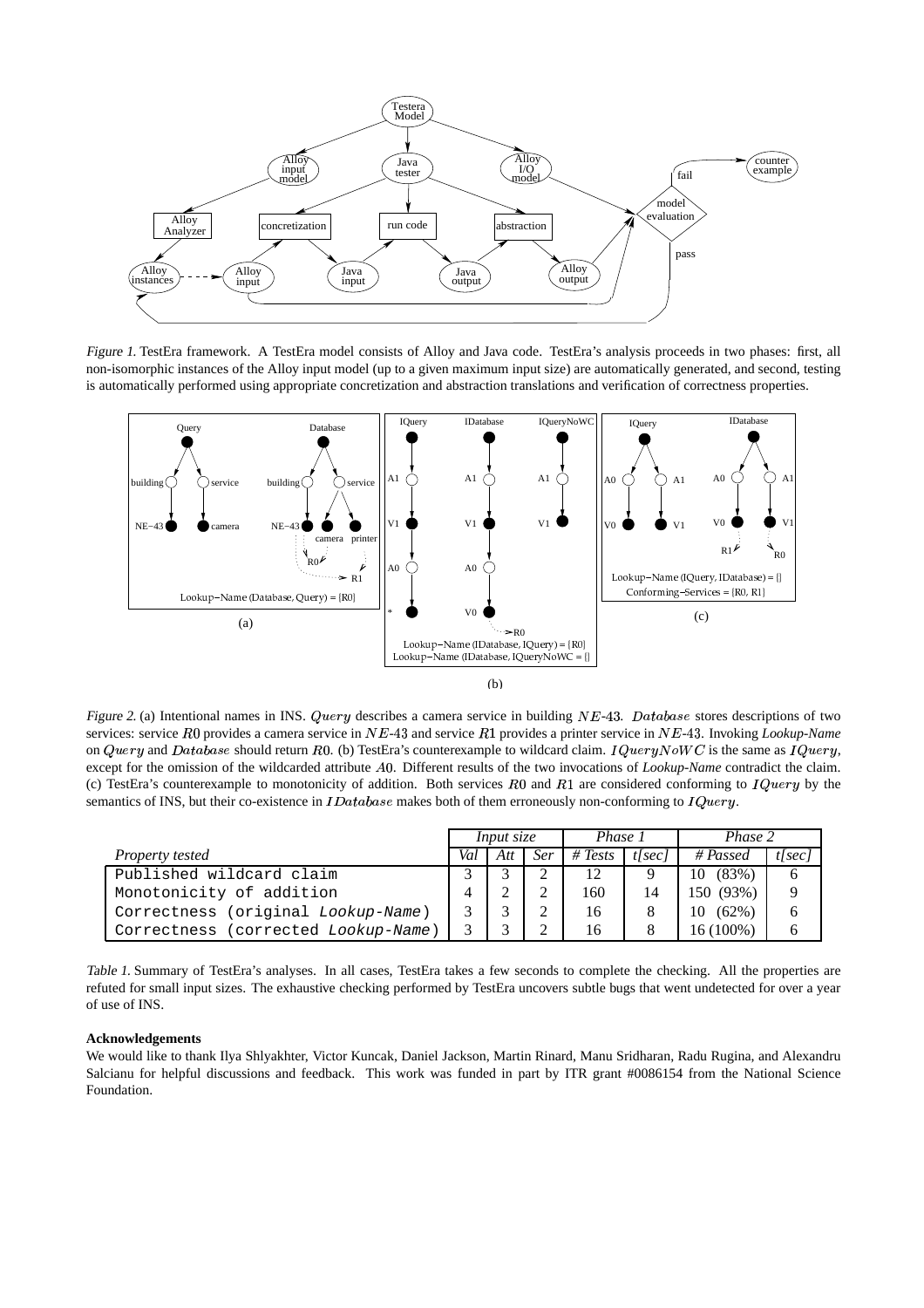Testera Model

Alloy input model

Java tester

Alloy I/O model

counter example

fail

model evaluation

pass

Alloy Analyzer

concretization

run code

abstraction

Alloy instances

Alloy input

Java input

Java output

Alloy output

*Figure 1.* TestEra framework. A TestEra model consists of Alloy and Java code. TestEra's analysis proceeds in two phases: first, all non-isomorphic instances of the Alloy input model (up to a given maximum input size) are automatically generated, and second, testing is automatically performed using appropriate concretization and abstraction translations and verification of correctness properties.

Query

Database

building

service

NE−43

camera

printer

R0

R1

Lookup−Name (Database, Query) = {R0}

(a)

IQuery

IDatabase

IQueryNoWC

A1

V1

A0

*

V0

R0

Lookup−Name (IDatabase, IQuery) = {R0}

Lookup−Name (IDatabase, IQueryNoWC = {}

(b)

Lookup−Name (IQuery, IDatabase) = {}

Conforming−Services = {R0, R1}

(c)

*Figure 2.* (a) Intentional names in INS. $Query$ describes a camera service in building $NE$-43. $Database$ stores descriptions of two services: service $R0$ provides a camera service in $NE$-43 and service $R1$ provides a printer service in $NE$-43. Invoking *Lookup-Name* on $Query$ and $Database$ should return $R0$. (b) TestEra's counterexample to wildcard claim. $IQueryNoWC$ is the same as $IQuery$, except for the omission of the wildcarded attribute $A0$. Different results of the two invocations of *Lookup-Name* contradict the claim. (c) TestEra's counterexample to monotonicity of addition. Both services $R0$ and $R1$ are considered conforming to $IQuery$ by the semantics of INS, but their co-existence in $IDatabase$ makes both of them erroneously non-conforming to $IQuery$.

| | *Input size* | | | *Phase 1* | | *Phase 2* | |
|---|---|---|---|---|---|---|---|
| *Property tested* | *Val* | *Att* | *Ser* | *# Tests* | *t[sec]* | *# Passed* | *t[sec]* |
| Published wildcard claim | 3 | 3 | 2 | 12 | 9 | 10 (83%) | 6 |
| Monotonicity of addition | 4 | 2 | 2 | 160 | 14 | 150 (93%) | 9 |
| Correctness (original *Lookup-Name*) | 3 | 3 | 2 | 16 | 8 | 10 (62%) | 6 |
| Correctness (corrected *Lookup-Name*) | 3 | 3 | 2 | 16 | 8 | 16 (100%) | 6 |

*Table 1.* Summary of TestEra's analyses. In all cases, TestEra takes a few seconds to complete the checking. All the properties are refuted for small input sizes. The exhaustive checking performed by TestEra uncovers subtle bugs that went undetected for over a year of use of INS.

**Acknowledgements**

We would like to thank Ilya Shlyakhter, Victor Kuncak, Daniel Jackson, Martin Rinard, Manu Sridharan, Radu Rugina, and Alexandru Salcianu for helpful discussions and feedback. This work was funded in part by ITR grant #0086154 from the National Science Foundation.